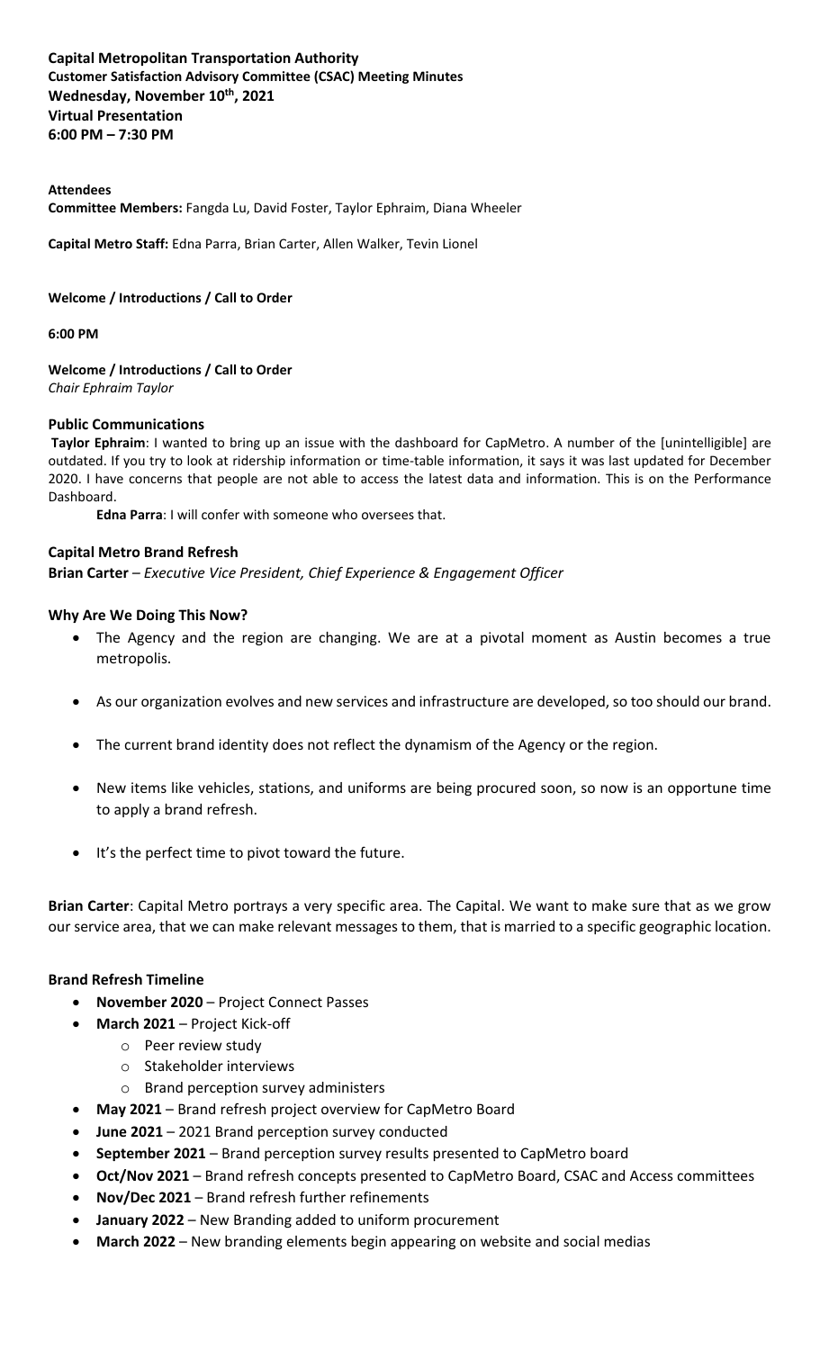**Capital Metropolitan Transportation Authority**
**Customer Satisfaction Advisory Committee (CSAC) Meeting Minutes**
**Wednesday, November 10th, 2021**
**Virtual Presentation**
**6:00 PM – 7:30 PM**

**Attendees**
**Committee Members:** Fangda Lu, David Foster, Taylor Ephraim, Diana Wheeler

**Capital Metro Staff:** Edna Parra, Brian Carter, Allen Walker, Tevin Lionel

**Welcome / Introductions / Call to Order**

**6:00 PM**

**Welcome / Introductions / Call to Order**
*Chair Ephraim Taylor*

**Public Communications**

**Taylor Ephraim**: I wanted to bring up an issue with the dashboard for CapMetro. A number of the [unintelligible] are outdated. If you try to look at ridership information or time-table information, it says it was last updated for December 2020. I have concerns that people are not able to access the latest data and information. This is on the Performance Dashboard.

**Edna Parra**: I will confer with someone who oversees that.

**Capital Metro Brand Refresh**
**Brian Carter** – *Executive Vice President, Chief Experience & Engagement Officer*

**Why Are We Doing This Now?**

- The Agency and the region are changing. We are at a pivotal moment as Austin becomes a true metropolis.
- As our organization evolves and new services and infrastructure are developed, so too should our brand.
- The current brand identity does not reflect the dynamism of the Agency or the region.
- New items like vehicles, stations, and uniforms are being procured soon, so now is an opportune time to apply a brand refresh.
- It's the perfect time to pivot toward the future.

**Brian Carter**: Capital Metro portrays a very specific area. The Capital. We want to make sure that as we grow our service area, that we can make relevant messages to them, that is married to a specific geographic location.

**Brand Refresh Timeline**

- **November 2020** – Project Connect Passes
- **March 2021** – Project Kick-off
  - Peer review study
  - Stakeholder interviews
  - Brand perception survey administers
- **May 2021** – Brand refresh project overview for CapMetro Board
- **June 2021** – 2021 Brand perception survey conducted
- **September 2021** – Brand perception survey results presented to CapMetro board
- **Oct/Nov 2021** – Brand refresh concepts presented to CapMetro Board, CSAC and Access committees
- **Nov/Dec 2021** – Brand refresh further refinements
- **January 2022** – New Branding added to uniform procurement
- **March 2022** – New branding elements begin appearing on website and social medias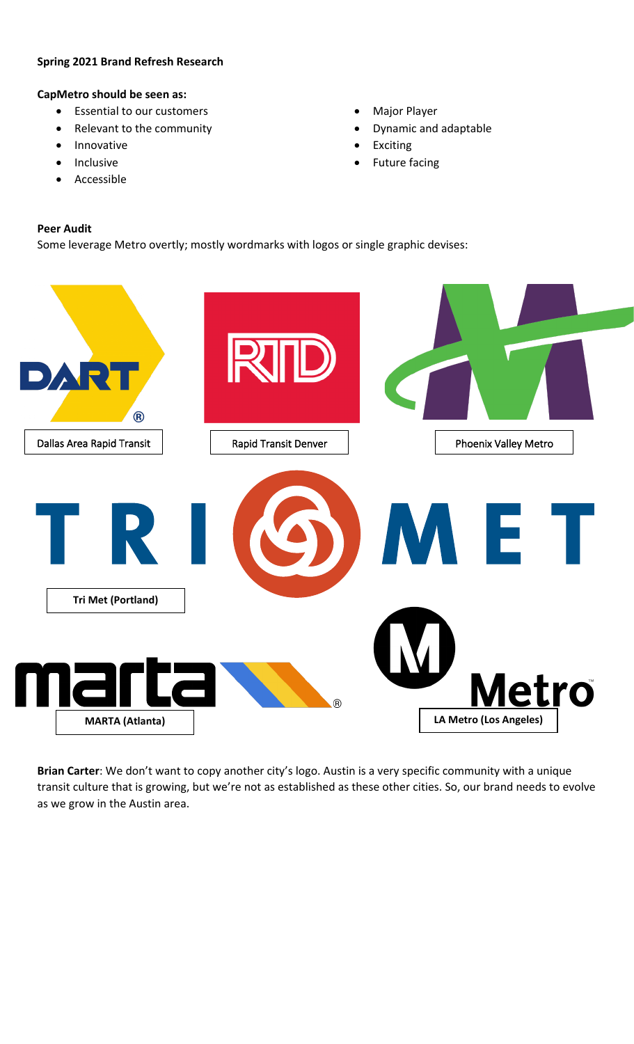**Spring 2021 Brand Refresh Research**

**CapMetro should be seen as:**

- Essential to our customers
- Relevant to the community
- Innovative
- Inclusive
- Accessible
- Major Player
- Dynamic and adaptable
- Exciting
- Future facing

**Peer Audit**

Some leverage Metro overtly; mostly wordmarks with logos or single graphic devises:

Dallas Area Rapid Transit

Rapid Transit Denver

Phoenix Valley Metro

**Tri Met (Portland)**

**MARTA (Atlanta)**

**LA Metro (Los Angeles)**

**Brian Carter**: We don't want to copy another city's logo. Austin is a very specific community with a unique transit culture that is growing, but we're not as established as these other cities. So, our brand needs to evolve as we grow in the Austin area.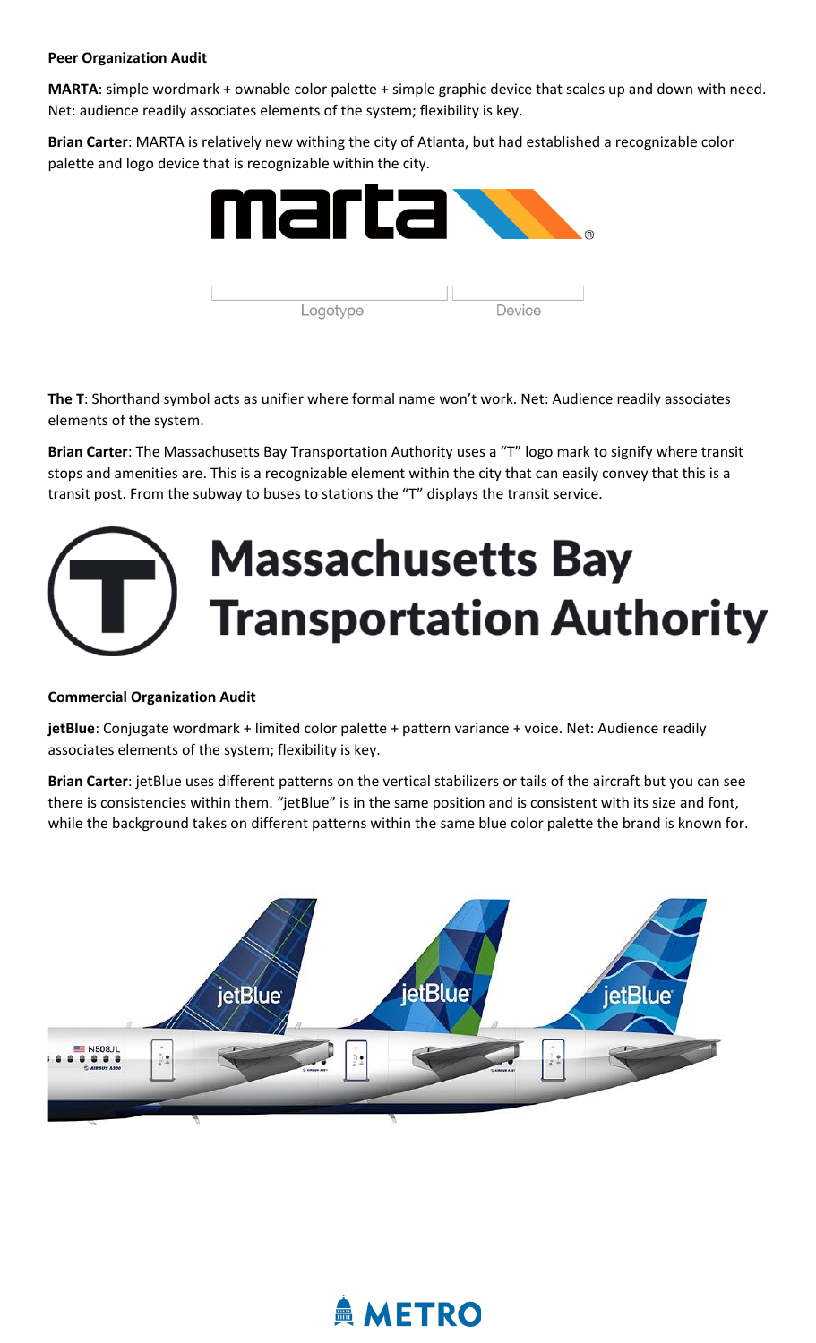**Peer Organization Audit**

**MARTA**: simple wordmark + ownable color palette + simple graphic device that scales up and down with need. Net: audience readily associates elements of the system; flexibility is key.

**Brian Carter**: MARTA is relatively new withing the city of Atlanta, but had established a recognizable color palette and logo device that is recognizable within the city.

**The T**: Shorthand symbol acts as unifier where formal name won't work. Net: Audience readily associates elements of the system.

**Brian Carter**: The Massachusetts Bay Transportation Authority uses a "T" logo mark to signify where transit stops and amenities are. This is a recognizable element within the city that can easily convey that this is a transit post. From the subway to buses to stations the "T" displays the transit service.

**Commercial Organization Audit**

**jetBlue**: Conjugate wordmark + limited color palette + pattern variance + voice. Net: Audience readily associates elements of the system; flexibility is key.

**Brian Carter**: jetBlue uses different patterns on the vertical stabilizers or tails of the aircraft but you can see there is consistencies within them. "jetBlue" is in the same position and is consistent with its size and font, while the background takes on different patterns within the same blue color palette the brand is known for.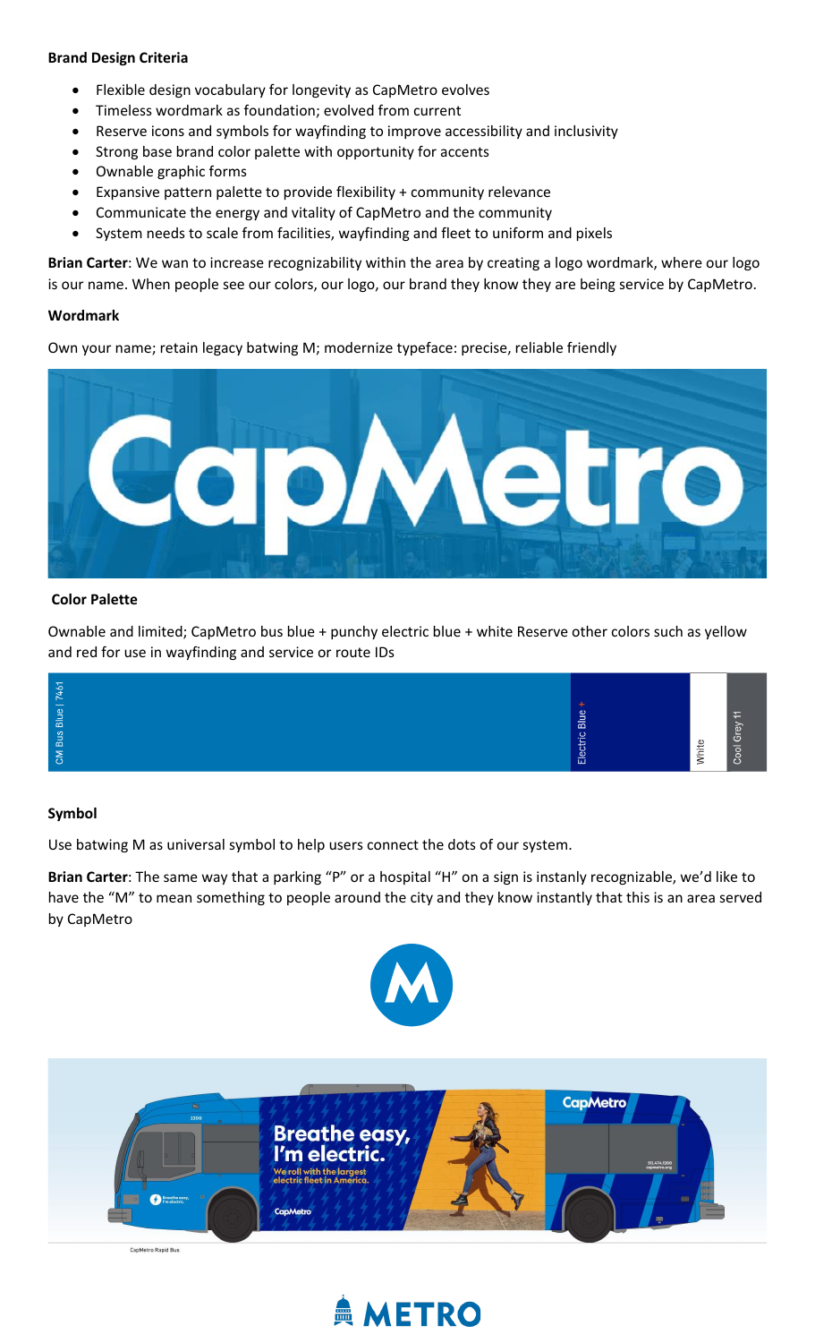**Brand Design Criteria**

- Flexible design vocabulary for longevity as CapMetro evolves
- Timeless wordmark as foundation; evolved from current
- Reserve icons and symbols for wayfinding to improve accessibility and inclusivity
- Strong base brand color palette with opportunity for accents
- Ownable graphic forms
- Expansive pattern palette to provide flexibility + community relevance
- Communicate the energy and vitality of CapMetro and the community
- System needs to scale from facilities, wayfinding and fleet to uniform and pixels

**Brian Carter**: We wan to increase recognizability within the area by creating a logo wordmark, where our logo is our name. When people see our colors, our logo, our brand they know they are being service by CapMetro.

**Wordmark**

Own your name; retain legacy batwing M; modernize typeface: precise, reliable friendly

**Color Palette**

Ownable and limited; CapMetro bus blue + punchy electric blue + white Reserve other colors such as yellow and red for use in wayfinding and service or route IDs

CM Bus Blue | 7461 — Electric Blue + — White — Cool Grey 11

**Symbol**

Use batwing M as universal symbol to help users connect the dots of our system.

**Brian Carter**: The same way that a parking "P" or a hospital "H" on a sign is instanly recognizable, we'd like to have the "M" to mean something to people around the city and they know instantly that this is an area served by CapMetro

CapMetro Rapid Bus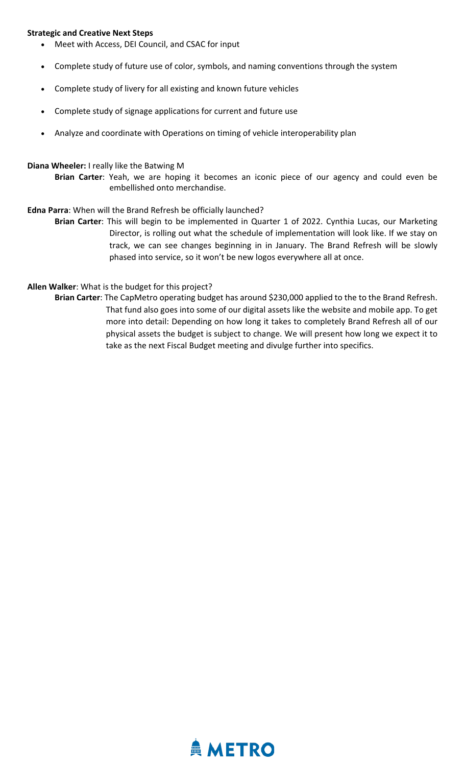**Strategic and Creative Next Steps**

- Meet with Access, DEI Council, and CSAC for input
- Complete study of future use of color, symbols, and naming conventions through the system
- Complete study of livery for all existing and known future vehicles
- Complete study of signage applications for current and future use
- Analyze and coordinate with Operations on timing of vehicle interoperability plan

**Diana Wheeler:** I really like the Batwing M

> **Brian Carter**: Yeah, we are hoping it becomes an iconic piece of our agency and could even be embellished onto merchandise.

**Edna Parra**: When will the Brand Refresh be officially launched?

> **Brian Carter**: This will begin to be implemented in Quarter 1 of 2022. Cynthia Lucas, our Marketing Director, is rolling out what the schedule of implementation will look like. If we stay on track, we can see changes beginning in in January. The Brand Refresh will be slowly phased into service, so it won't be new logos everywhere all at once.

**Allen Walker**: What is the budget for this project?

> **Brian Carter**: The CapMetro operating budget has around $230,000 applied to the to the Brand Refresh. That fund also goes into some of our digital assets like the website and mobile app. To get more into detail: Depending on how long it takes to completely Brand Refresh all of our physical assets the budget is subject to change. We will present how long we expect it to take as the next Fiscal Budget meeting and divulge further into specifics.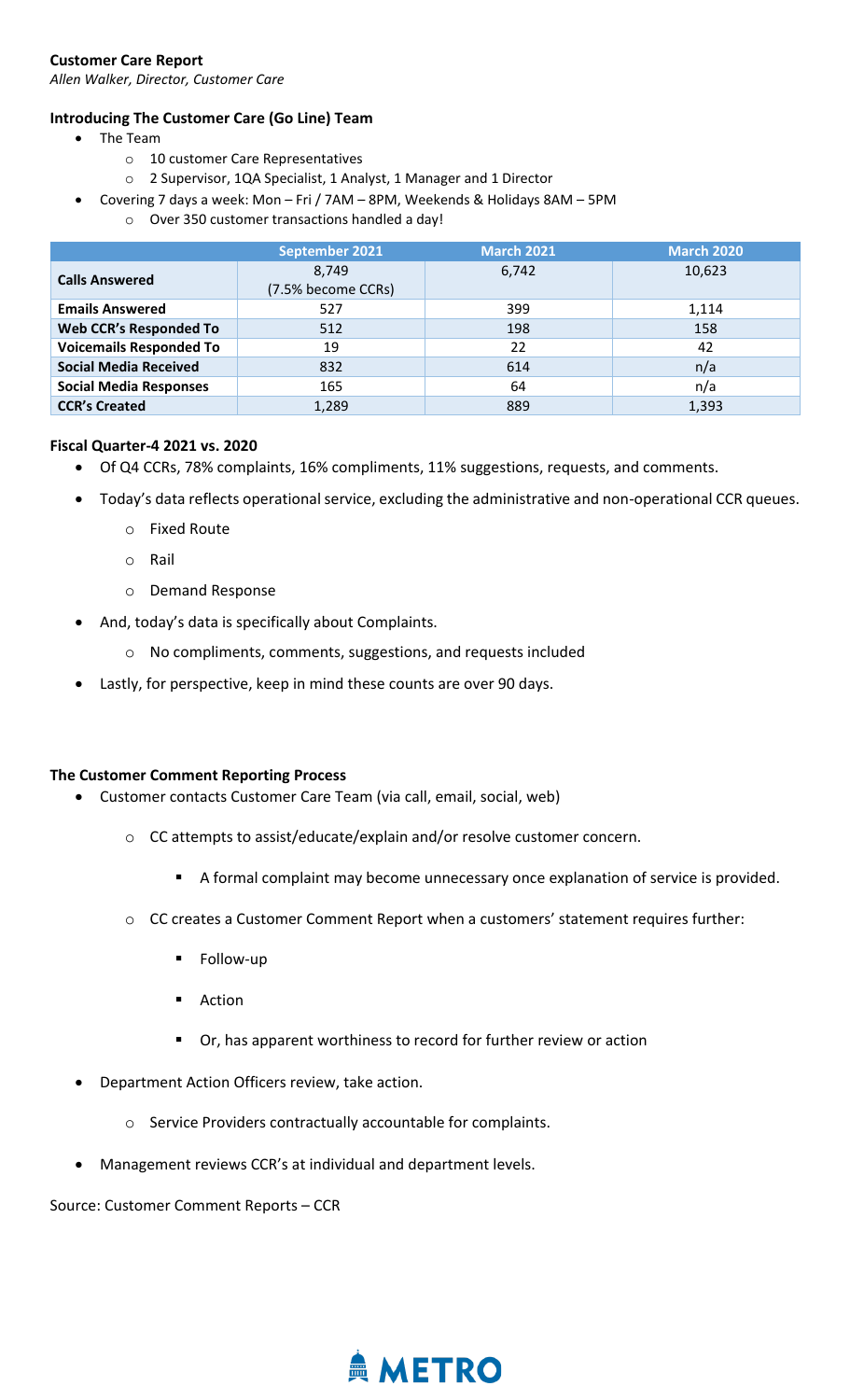**Customer Care Report**

*Allen Walker, Director, Customer Care*

**Introducing The Customer Care (Go Line) Team**

- The Team
  - 10 customer Care Representatives
  - 2 Supervisor, 1QA Specialist, 1 Analyst, 1 Manager and 1 Director
- Covering 7 days a week: Mon – Fri / 7AM – 8PM, Weekends & Holidays 8AM – 5PM
  - Over 350 customer transactions handled a day!

| | September 2021 | March 2021 | March 2020 |
|---|---|---|---|
| **Calls Answered** | 8,749 (7.5% become CCRs) | 6,742 | 10,623 |
| **Emails Answered** | 527 | 399 | 1,114 |
| **Web CCR's Responded To** | 512 | 198 | 158 |
| **Voicemails Responded To** | 19 | 22 | 42 |
| **Social Media Received** | 832 | 614 | n/a |
| **Social Media Responses** | 165 | 64 | n/a |
| **CCR's Created** | 1,289 | 889 | 1,393 |

**Fiscal Quarter-4 2021 vs. 2020**

- Of Q4 CCRs, 78% complaints, 16% compliments, 11% suggestions, requests, and comments.
- Today's data reflects operational service, excluding the administrative and non-operational CCR queues.
  - Fixed Route
  - Rail
  - Demand Response
- And, today's data is specifically about Complaints.
  - No compliments, comments, suggestions, and requests included
- Lastly, for perspective, keep in mind these counts are over 90 days.

**The Customer Comment Reporting Process**

- Customer contacts Customer Care Team (via call, email, social, web)
  - CC attempts to assist/educate/explain and/or resolve customer concern.
    - A formal complaint may become unnecessary once explanation of service is provided.
  - CC creates a Customer Comment Report when a customers' statement requires further:
    - Follow-up
    - Action
    - Or, has apparent worthiness to record for further review or action
- Department Action Officers review, take action.
  - Service Providers contractually accountable for complaints.
- Management reviews CCR's at individual and department levels.

Source: Customer Comment Reports – CCR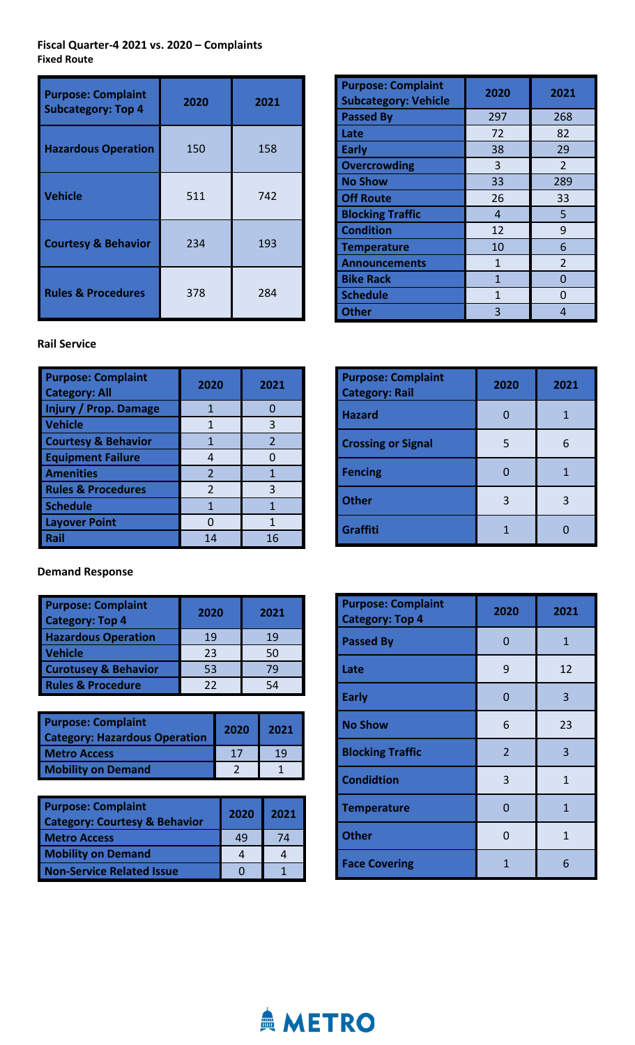**Fiscal Quarter-4 2021 vs. 2020 – Complaints**

**Fixed Route**

| Purpose: Complaint Subcategory: Top 4 | 2020 | 2021 |
|---|---|---|
| Hazardous Operation | 150 | 158 |
| Vehicle | 511 | 742 |
| Courtesy & Behavior | 234 | 193 |
| Rules & Procedures | 378 | 284 |

| Purpose: Complaint Subcategory: Vehicle | 2020 | 2021 |
|---|---|---|
| Passed By | 297 | 268 |
| Late | 72 | 82 |
| Early | 38 | 29 |
| Overcrowding | 3 | 2 |
| No Show | 33 | 289 |
| Off Route | 26 | 33 |
| Blocking Traffic | 4 | 5 |
| Condition | 12 | 9 |
| Temperature | 10 | 6 |
| Announcements | 1 | 2 |
| Bike Rack | 1 | 0 |
| Schedule | 1 | 0 |
| Other | 3 | 4 |

**Rail Service**

| Purpose: Complaint Category: All | 2020 | 2021 |
|---|---|---|
| Injury / Prop. Damage | 1 | 0 |
| Vehicle | 1 | 3 |
| Courtesy & Behavior | 1 | 2 |
| Equipment Failure | 4 | 0 |
| Amenities | 2 | 1 |
| Rules & Procedures | 2 | 3 |
| Schedule | 1 | 1 |
| Layover Point | 0 | 1 |
| Rail | 14 | 16 |

| Purpose: Complaint Category: Rail | 2020 | 2021 |
|---|---|---|
| Hazard | 0 | 1 |
| Crossing or Signal | 5 | 6 |
| Fencing | 0 | 1 |
| Other | 3 | 3 |
| Graffiti | 1 | 0 |

**Demand Response**

| Purpose: Complaint Category: Top 4 | 2020 | 2021 |
|---|---|---|
| Hazardous Operation | 19 | 19 |
| Vehicle | 23 | 50 |
| Curotusey & Behavior | 53 | 79 |
| Rules & Procedure | 22 | 54 |

| Purpose: Complaint Category: Hazardous Operation | 2020 | 2021 |
|---|---|---|
| Metro Access | 17 | 19 |
| Mobility on Demand | 2 | 1 |

| Purpose: Complaint Category: Courtesy & Behavior | 2020 | 2021 |
|---|---|---|
| Metro Access | 49 | 74 |
| Mobility on Demand | 4 | 4 |
| Non-Service Related Issue | 0 | 1 |

| Purpose: Complaint Category: Top 4 | 2020 | 2021 |
|---|---|---|
| Passed By | 0 | 1 |
| Late | 9 | 12 |
| Early | 0 | 3 |
| No Show | 6 | 23 |
| Blocking Traffic | 2 | 3 |
| Condidtion | 3 | 1 |
| Temperature | 0 | 1 |
| Other | 0 | 1 |
| Face Covering | 1 | 6 |

METRO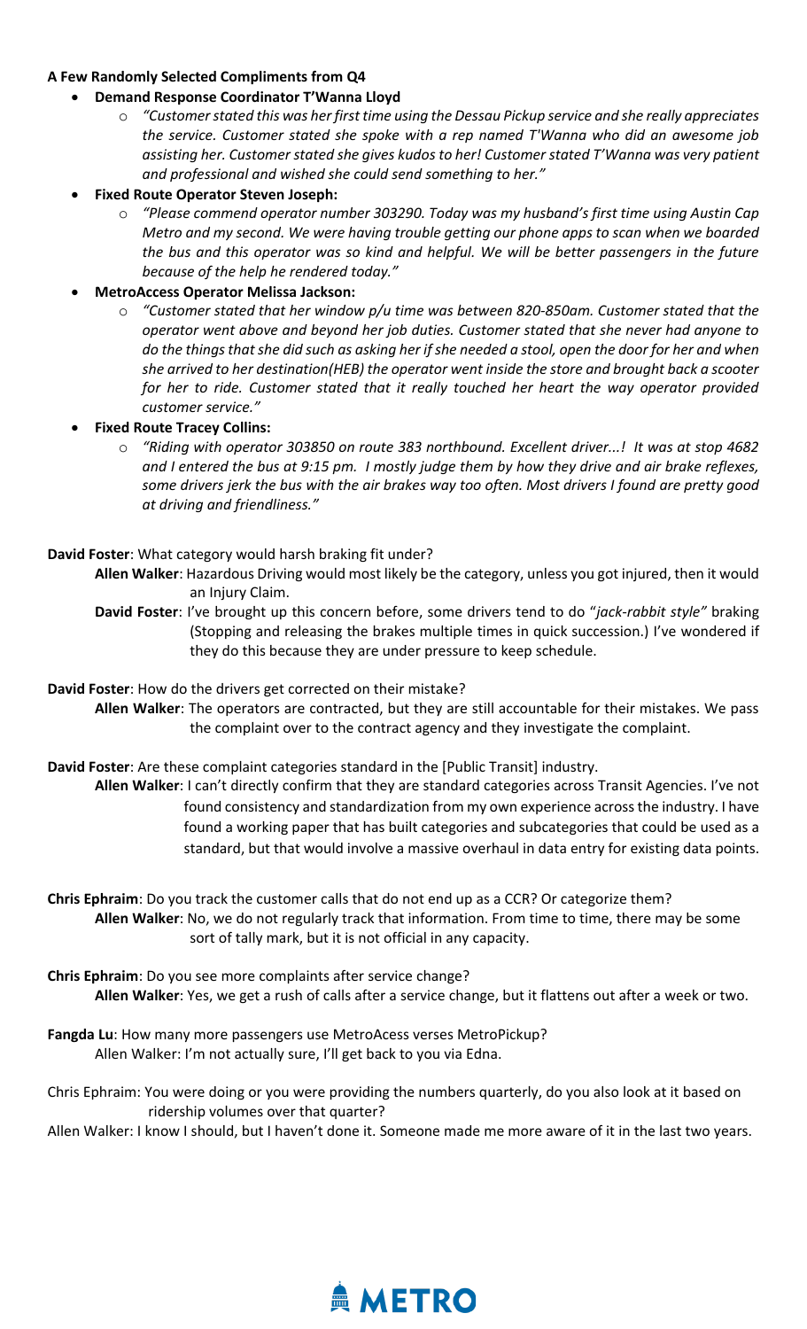**A Few Randomly Selected Compliments from Q4**

- **Demand Response Coordinator T'Wanna Lloyd**
  - *"Customer stated this was her first time using the Dessau Pickup service and she really appreciates the service. Customer stated she spoke with a rep named T'Wanna who did an awesome job assisting her. Customer stated she gives kudos to her! Customer stated T'Wanna was very patient and professional and wished she could send something to her."*
- **Fixed Route Operator Steven Joseph:**
  - *"Please commend operator number 303290. Today was my husband's first time using Austin Cap Metro and my second. We were having trouble getting our phone apps to scan when we boarded the bus and this operator was so kind and helpful. We will be better passengers in the future because of the help he rendered today."*
- **MetroAccess Operator Melissa Jackson:**
  - *"Customer stated that her window p/u time was between 820-850am. Customer stated that the operator went above and beyond her job duties. Customer stated that she never had anyone to do the things that she did such as asking her if she needed a stool, open the door for her and when she arrived to her destination(HEB) the operator went inside the store and brought back a scooter for her to ride. Customer stated that it really touched her heart the way operator provided customer service."*
- **Fixed Route Tracey Collins:**
  - *"Riding with operator 303850 on route 383 northbound. Excellent driver...! It was at stop 4682 and I entered the bus at 9:15 pm. I mostly judge them by how they drive and air brake reflexes, some drivers jerk the bus with the air brakes way too often. Most drivers I found are pretty good at driving and friendliness."*

**David Foster**: What category would harsh braking fit under?

**Allen Walker**: Hazardous Driving would most likely be the category, unless you got injured, then it would an Injury Claim.

**David Foster**: I've brought up this concern before, some drivers tend to do "*jack-rabbit style"* braking (Stopping and releasing the brakes multiple times in quick succession.) I've wondered if they do this because they are under pressure to keep schedule.

**David Foster**: How do the drivers get corrected on their mistake?

**Allen Walker**: The operators are contracted, but they are still accountable for their mistakes. We pass the complaint over to the contract agency and they investigate the complaint.

**David Foster**: Are these complaint categories standard in the [Public Transit] industry.

**Allen Walker**: I can't directly confirm that they are standard categories across Transit Agencies. I've not found consistency and standardization from my own experience across the industry. I have found a working paper that has built categories and subcategories that could be used as a standard, but that would involve a massive overhaul in data entry for existing data points.

**Chris Ephraim**: Do you track the customer calls that do not end up as a CCR? Or categorize them?

**Allen Walker**: No, we do not regularly track that information. From time to time, there may be some sort of tally mark, but it is not official in any capacity.

**Chris Ephraim**: Do you see more complaints after service change?

**Allen Walker**: Yes, we get a rush of calls after a service change, but it flattens out after a week or two.

**Fangda Lu**: How many more passengers use MetroAcess verses MetroPickup?

Allen Walker: I'm not actually sure, I'll get back to you via Edna.

Chris Ephraim: You were doing or you were providing the numbers quarterly, do you also look at it based on ridership volumes over that quarter?

Allen Walker: I know I should, but I haven't done it. Someone made me more aware of it in the last two years.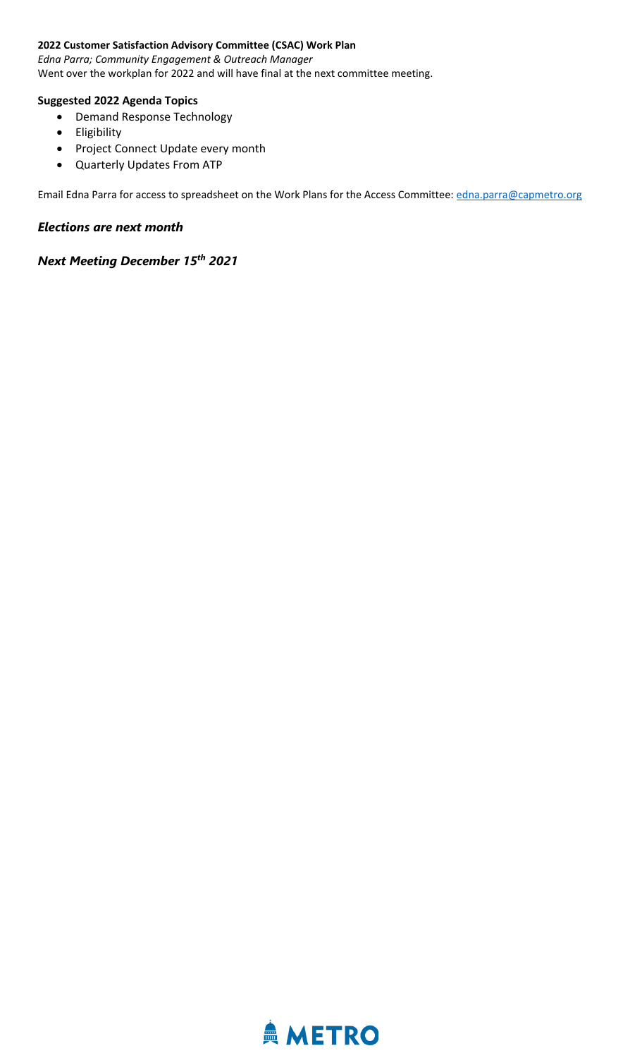**2022 Customer Satisfaction Advisory Committee (CSAC) Work Plan**

*Edna Parra; Community Engagement & Outreach Manager*

Went over the workplan for 2022 and will have final at the next committee meeting.

**Suggested 2022 Agenda Topics**

- Demand Response Technology
- Eligibility
- Project Connect Update every month
- Quarterly Updates From ATP

Email Edna Parra for access to spreadsheet on the Work Plans for the Access Committee: edna.parra@capmetro.org

***Elections are next month***

***Next Meeting December 15th 2021***